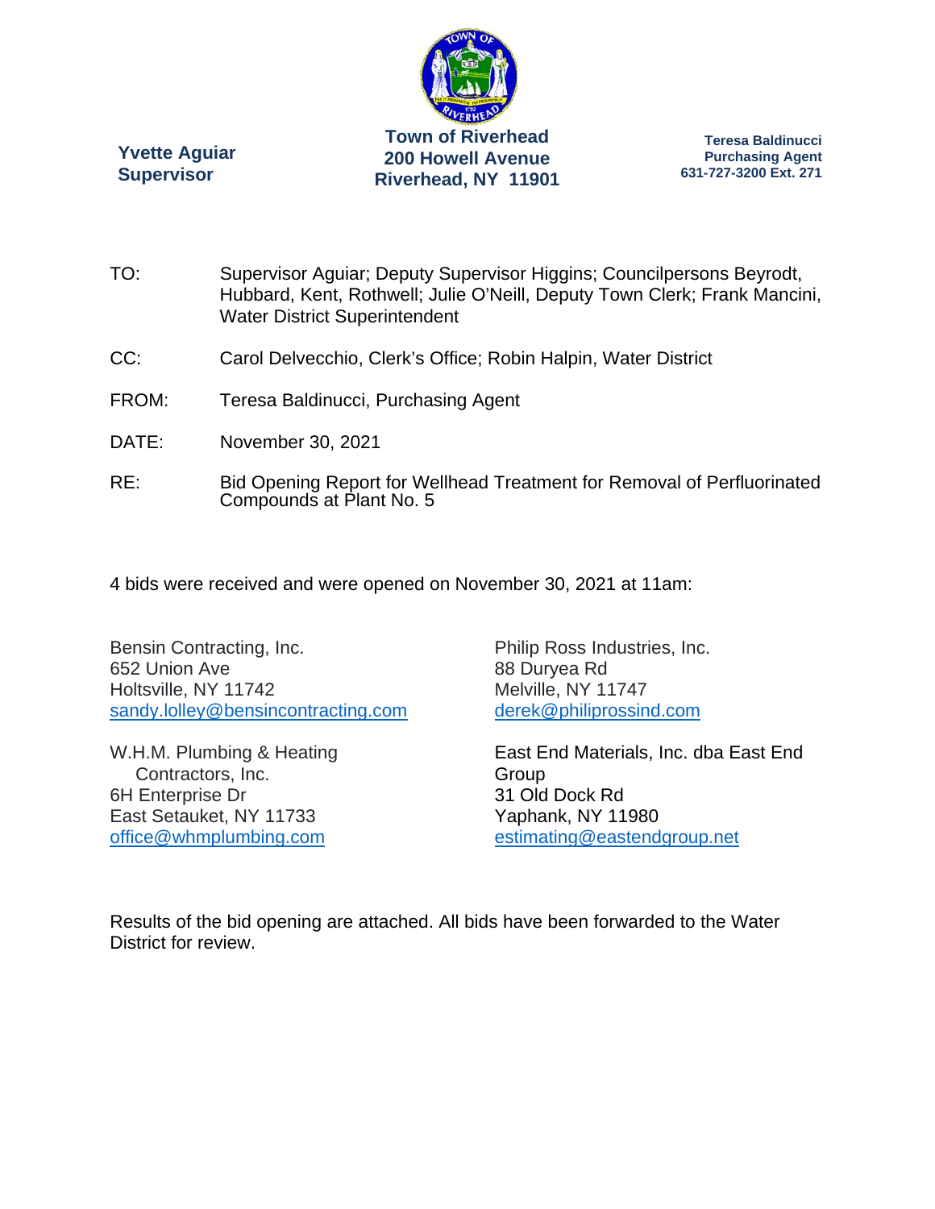**Yvette Aguiar**
**Supervisor**

**Town of Riverhead**
**200 Howell Avenue**
**Riverhead, NY 11901**

**Teresa Baldinucci**
**Purchasing Agent**
**631-727-3200 Ext. 271**

TO: Supervisor Aguiar; Deputy Supervisor Higgins; Councilpersons Beyrodt, Hubbard, Kent, Rothwell; Julie O'Neill, Deputy Town Clerk; Frank Mancini, Water District Superintendent

CC: Carol Delvecchio, Clerk's Office; Robin Halpin, Water District

FROM: Teresa Baldinucci, Purchasing Agent

DATE: November 30, 2021

RE: Bid Opening Report for Wellhead Treatment for Removal of Perfluorinated Compounds at Plant No. 5

4 bids were received and were opened on November 30, 2021 at 11am:

Bensin Contracting, Inc.
652 Union Ave
Holtsville, NY 11742
sandy.lolley@bensincontracting.com

W.H.M. Plumbing & Heating Contractors, Inc.
6H Enterprise Dr
East Setauket, NY 11733
office@whmplumbing.com

Philip Ross Industries, Inc.
88 Duryea Rd
Melville, NY 11747
derek@philiprossind.com

East End Materials, Inc. dba East End Group
31 Old Dock Rd
Yaphank, NY 11980
estimating@eastendgroup.net

Results of the bid opening are attached. All bids have been forwarded to the Water District for review.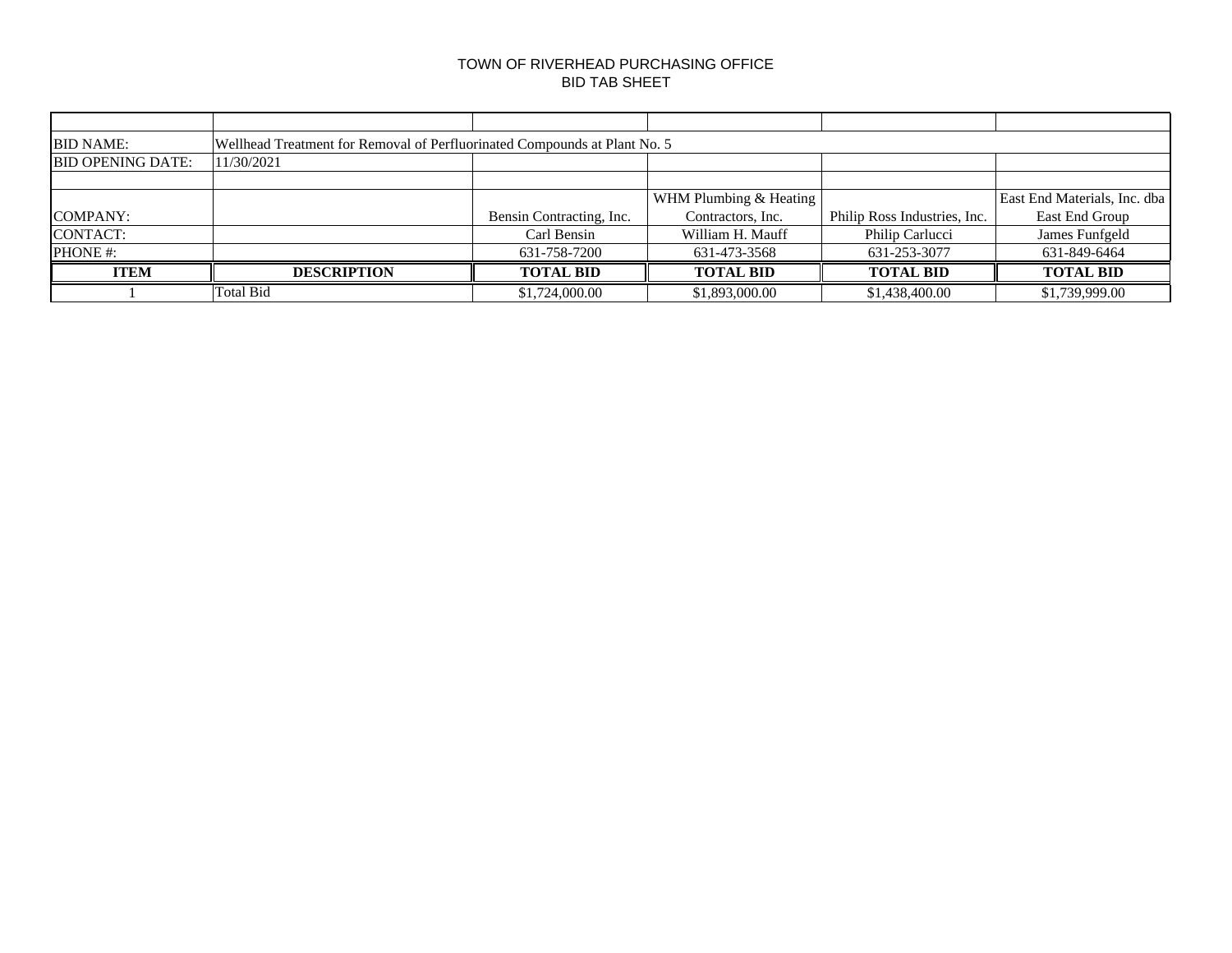TOWN OF RIVERHEAD PURCHASING OFFICE
BID TAB SHEET

| | | | | | |
|---|---|---|---|---|---|
| BID NAME: | Wellhead Treatment for Removal of Perfluorinated Compounds at Plant No. 5 | | | | |
| BID OPENING DATE: | 11/30/2021 | | | | |
| | | | | | |
| COMPANY: | | Bensin Contracting, Inc. | WHM Plumbing & Heating Contractors, Inc. | Philip Ross Industries, Inc. | East End Materials, Inc. dba East End Group |
| CONTACT: | | Carl Bensin | William H. Mauff | Philip Carlucci | James Funfgeld |
| PHONE #: | | 631-758-7200 | 631-473-3568 | 631-253-3077 | 631-849-6464 |
| **ITEM** | **DESCRIPTION** | **TOTAL BID** | **TOTAL BID** | **TOTAL BID** | **TOTAL BID** |
| 1 | Total Bid | $1,724,000.00 | $1,893,000.00 | $1,438,400.00 | $1,739,999.00 |